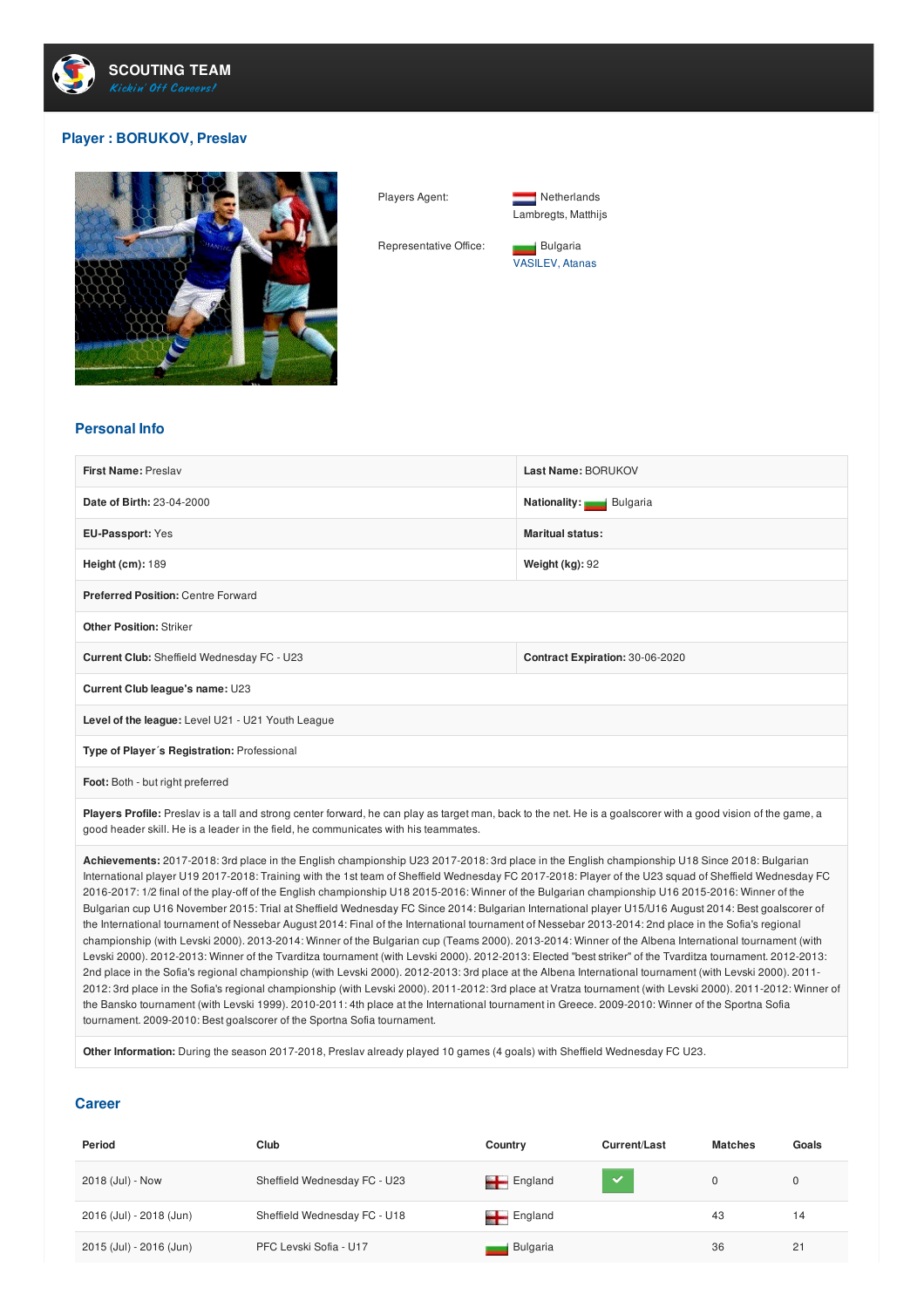**SCOUTING TEAM**
*Kickin' Off Careers!*

## Player : BORUKOV, Preslav

| | |
|---|---|
| Players Agent: | Netherlands<br>Lambregts, Matthijs |
| Representative Office: | Bulgaria<br>VASILEV, Atanas |

### Personal Info

| | |
|---|---|
| **First Name:** Preslav | **Last Name:** BORUKOV |
| **Date of Birth:** 23-04-2000 | **Nationality:** Bulgaria |
| **EU-Passport:** Yes | **Maritual status:** |
| **Height (cm):** 189 | **Weight (kg):** 92 |
| **Preferred Position:** Centre Forward | |
| **Other Position:** Striker | |
| **Current Club:** Sheffield Wednesday FC - U23 | **Contract Expiration:** 30-06-2020 |
| **Current Club league's name:** U23 | |
| **Level of the league:** Level U21 - U21 Youth League | |
| **Type of Player´s Registration:** Professional | |
| **Foot:** Both - but right preferred | |

**Players Profile:** Preslav is a tall and strong center forward, he can play as target man, back to the net. He is a goalscorer with a good vision of the game, a good header skill. He is a leader in the field, he communicates with his teammates.

**Achievements:** 2017-2018: 3rd place in the English championship U23 2017-2018: 3rd place in the English championship U18 Since 2018: Bulgarian International player U19 2017-2018: Training with the 1st team of Sheffield Wednesday FC 2017-2018: Player of the U23 squad of Sheffield Wednesday FC 2016-2017: 1/2 final of the play-off of the English championship U18 2015-2016: Winner of the Bulgarian championship U16 2015-2016: Winner of the Bulgarian cup U16 November 2015: Trial at Sheffield Wednesday FC Since 2014: Bulgarian International player U15/U16 August 2014: Best goalscorer of the International tournament of Nessebar August 2014: Final of the International tournament of Nessebar 2013-2014: 2nd place in the Sofia's regional championship (with Levski 2000). 2013-2014: Winner of the Bulgarian cup (Teams 2000). 2013-2014: Winner of the Albena International tournament (with Levski 2000). 2012-2013: Winner of the Tvarditza tournament (with Levski 2000). 2012-2013: Elected "best striker" of the Tvarditza tournament. 2012-2013: 2nd place in the Sofia's regional championship (with Levski 2000). 2012-2013: 3rd place at the Albena International tournament (with Levski 2000). 2011-2012: 3rd place in the Sofia's regional championship (with Levski 2000). 2011-2012: 3rd place at Vratza tournament (with Levski 2000). 2011-2012: Winner of the Bansko tournament (with Levski 1999). 2010-2011: 4th place at the International tournament in Greece. 2009-2010: Winner of the Sportna Sofia tournament. 2009-2010: Best goalscorer of the Sportna Sofia tournament.

**Other Information:** During the season 2017-2018, Preslav already played 10 games (4 goals) with Sheffield Wednesday FC U23.

### Career

| Period | Club | Country | Current/Last | Matches | Goals |
|---|---|---|---|---|---|
| 2018 (Jul) - Now | Sheffield Wednesday FC - U23 | England | ✓ | 0 | 0 |
| 2016 (Jul) - 2018 (Jun) | Sheffield Wednesday FC - U18 | England | | 43 | 14 |
| 2015 (Jul) - 2016 (Jun) | PFC Levski Sofia - U17 | Bulgaria | | 36 | 21 |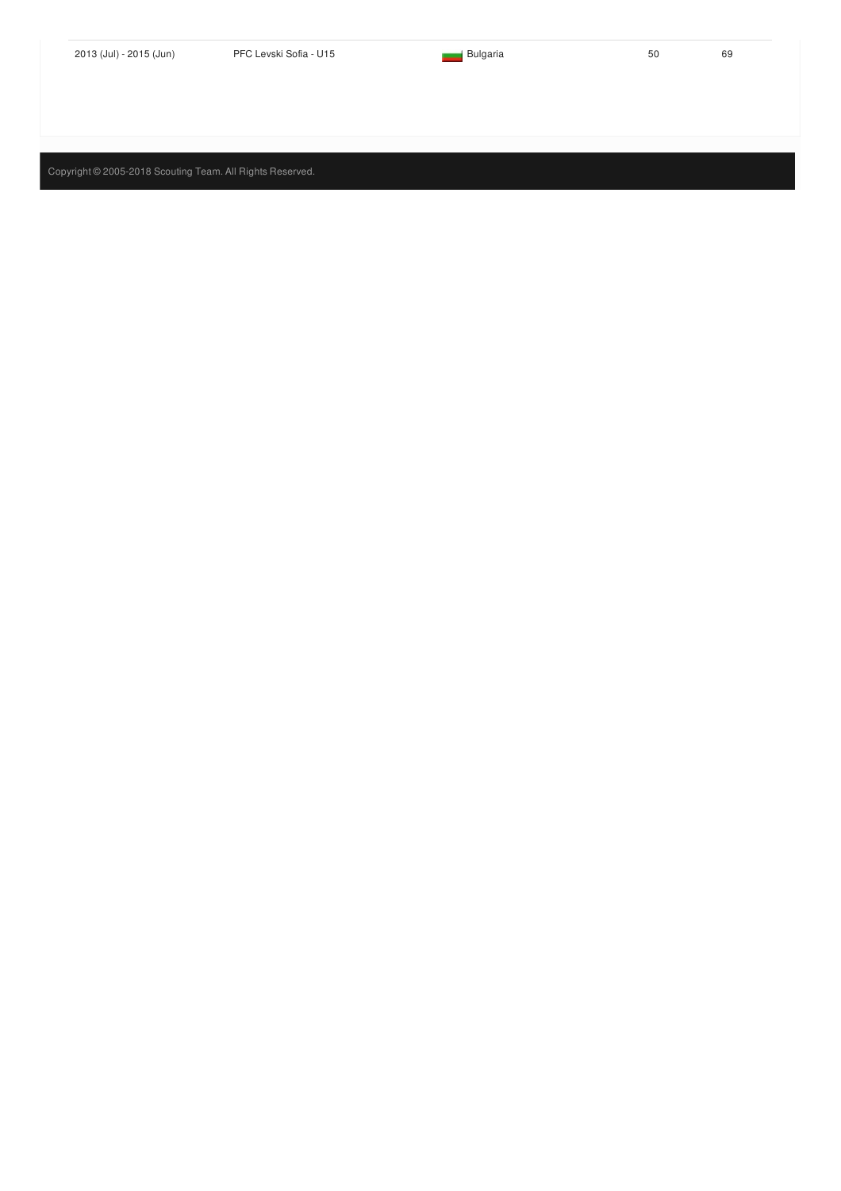| | | | | |
|---|---|---|---|---|
| 2013 (Jul) - 2015 (Jun) | PFC Levski Sofia - U15 | Bulgaria | 50 | 69 |

Copyright © 2005-2018 Scouting Team. All Rights Reserved.